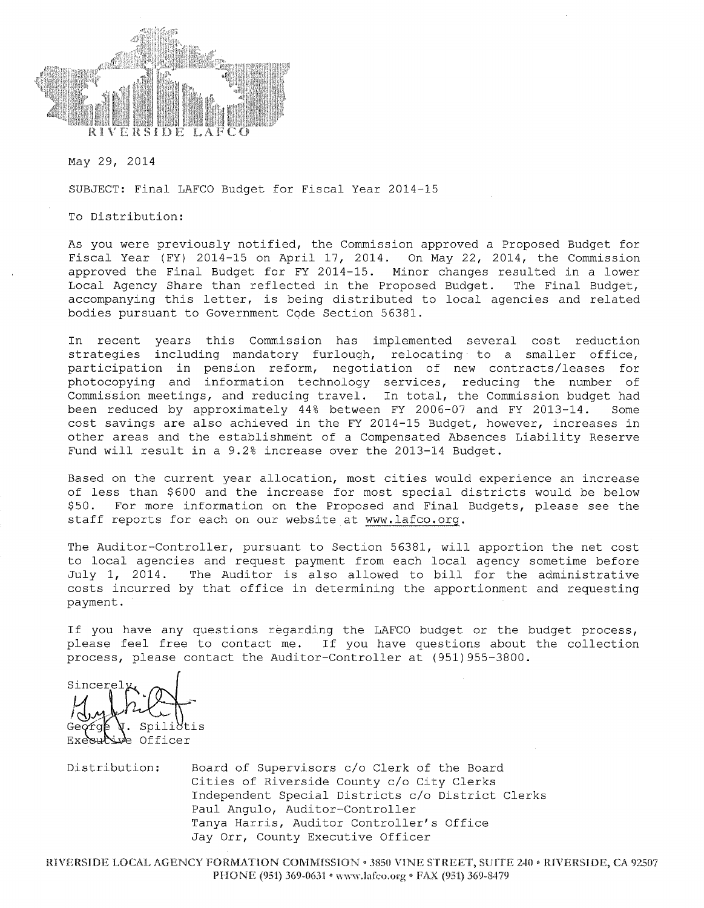RIVERSIDE LAFCO

May 29, 2014

SUBJECT: Final LAFCO Budget for Fiscal Year 2014-15

To Distribution:

As you were previously notified, the Commission approved a Proposed Budget for Fiscal Year (FY) 2014-15 on April 17, 2014. On May 22, 2014, the Commission approved the Final Budget for FY 2014-15. Minor changes resulted in a lower Local Agency Share than reflected in the Proposed Budget. The Final Budget, accompanying this letter, is being distributed to local agencies and related bodies pursuant to Government Code Section 56381.

In recent years this Commission has implemented several cost reduction strategies including mandatory furlough, relocating to a smaller office, participation in pension reform, negotiation of new contracts/leases for photocopying and information technology services, reducing the number of Commission meetings, and reducing travel. In total, the Commission budget had been reduced by approximately 44% between FY 2006-07 and FY 2013-14. Some cost savings are also achieved in the FY 2014-15 Budget, however, increases in other areas and the establishment of a Compensated Absences Liability Reserve Fund will result in a 9.2% increase over the 2013-14 Budget.

Based on the current year allocation, most cities would experience an increase of less than $600 and the increase for most special districts would be below $50. For more information on the Proposed and Final Budgets, please see the staff reports for each on our website at www.lafco.org.

The Auditor-Controller, pursuant to Section 56381, will apportion the net cost to local agencies and request payment from each local agency sometime before July 1, 2014. The Auditor is also allowed to bill for the administrative costs incurred by that office in determining the apportionment and requesting payment.

If you have any questions regarding the LAFCO budget or the budget process, please feel free to contact me. If you have questions about the collection process, please contact the Auditor-Controller at (951)955-3800.

Sincerely,

George J. Spiliotis
Executive Officer

Distribution:
Board of Supervisors c/o Clerk of the Board
Cities of Riverside County c/o City Clerks
Independent Special Districts c/o District Clerks
Paul Angulo, Auditor-Controller
Tanya Harris, Auditor Controller's Office
Jay Orr, County Executive Officer

RIVERSIDE LOCAL AGENCY FORMATION COMMISSION • 3850 VINE STREET, SUITE 240 • RIVERSIDE, CA 92507
PHONE (951) 369-0631 • www.lafco.org • FAX (951) 369-8479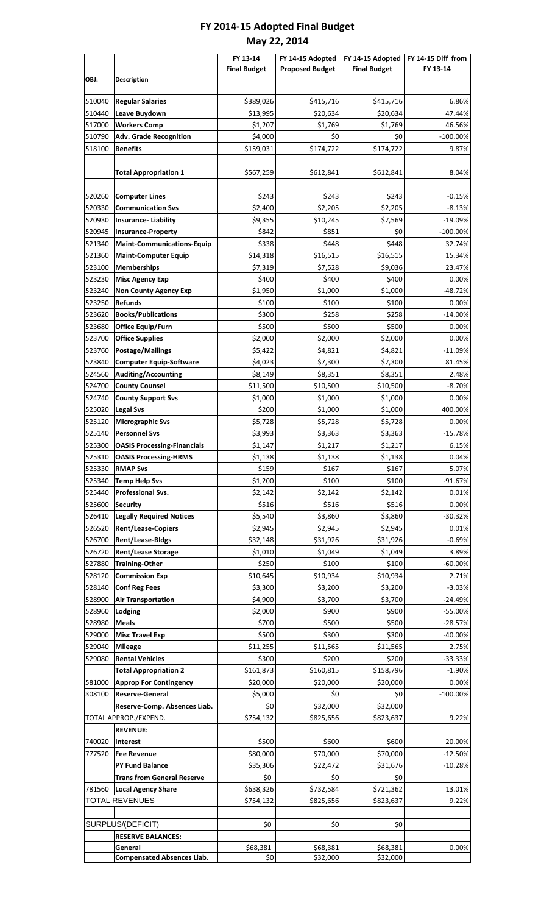# FY 2014-15 Adopted Final Budget

## May 22, 2014

| OBJ: | Description | FY 13-14 Final Budget | FY 14-15 Adopted Proposed Budget | FY 14-15 Adopted Final Budget | FY 14-15 Diff from FY 13-14 |
|---|---|---|---|---|---|
| 510040 | **Regular Salaries** | $389,026 | $415,716 | $415,716 | 6.86% |
| 510440 | **Leave Buydown** | $13,995 | $20,634 | $20,634 | 47.44% |
| 517000 | **Workers Comp** | $1,207 | $1,769 | $1,769 | 46.56% |
| 510790 | **Adv. Grade Recognition** | $4,000 | $0 | $0 | -100.00% |
| 518100 | **Benefits** | $159,031 | $174,722 | $174,722 | 9.87% |
| | **Total Appropriation 1** | $567,259 | $612,841 | $612,841 | 8.04% |
| 520260 | **Computer Lines** | $243 | $243 | $243 | -0.15% |
| 520330 | **Communication Svs** | $2,400 | $2,205 | $2,205 | -8.13% |
| 520930 | **Insurance- Liability** | $9,355 | $10,245 | $7,569 | -19.09% |
| 520945 | **Insurance-Property** | $842 | $851 | $0 | -100.00% |
| 521340 | **Maint-Communications-Equip** | $338 | $448 | $448 | 32.74% |
| 521360 | **Maint-Computer Equip** | $14,318 | $16,515 | $16,515 | 15.34% |
| 523100 | **Memberships** | $7,319 | $7,528 | $9,036 | 23.47% |
| 523230 | **Misc Agency Exp** | $400 | $400 | $400 | 0.00% |
| 523240 | **Non County Agency Exp** | $1,950 | $1,000 | $1,000 | -48.72% |
| 523250 | **Refunds** | $100 | $100 | $100 | 0.00% |
| 523620 | **Books/Publications** | $300 | $258 | $258 | -14.00% |
| 523680 | **Office Equip/Furn** | $500 | $500 | $500 | 0.00% |
| 523700 | **Office Supplies** | $2,000 | $2,000 | $2,000 | 0.00% |
| 523760 | **Postage/Mailings** | $5,422 | $4,821 | $4,821 | -11.09% |
| 523840 | **Computer Equip-Software** | $4,023 | $7,300 | $7,300 | 81.45% |
| 524560 | **Auditing/Accounting** | $8,149 | $8,351 | $8,351 | 2.48% |
| 524700 | **County Counsel** | $11,500 | $10,500 | $10,500 | -8.70% |
| 524740 | **County Support Svs** | $1,000 | $1,000 | $1,000 | 0.00% |
| 525020 | **Legal Svs** | $200 | $1,000 | $1,000 | 400.00% |
| 525120 | **Micrographic Svs** | $5,728 | $5,728 | $5,728 | 0.00% |
| 525140 | **Personnel Svs** | $3,993 | $3,363 | $3,363 | -15.78% |
| 525300 | **OASIS Processing-Financials** | $1,147 | $1,217 | $1,217 | 6.15% |
| 525310 | **OASIS Processing-HRMS** | $1,138 | $1,138 | $1,138 | 0.04% |
| 525330 | **RMAP Svs** | $159 | $167 | $167 | 5.07% |
| 525340 | **Temp Help Svs** | $1,200 | $100 | $100 | -91.67% |
| 525440 | **Professional Svs.** | $2,142 | $2,142 | $2,142 | 0.01% |
| 525600 | **Security** | $516 | $516 | $516 | 0.00% |
| 526410 | **Legally Required Notices** | $5,540 | $3,860 | $3,860 | -30.32% |
| 526520 | **Rent/Lease-Copiers** | $2,945 | $2,945 | $2,945 | 0.01% |
| 526700 | **Rent/Lease-Bldgs** | $32,148 | $31,926 | $31,926 | -0.69% |
| 526720 | **Rent/Lease Storage** | $1,010 | $1,049 | $1,049 | 3.89% |
| 527880 | **Training-Other** | $250 | $100 | $100 | -60.00% |
| 528120 | **Commission Exp** | $10,645 | $10,934 | $10,934 | 2.71% |
| 528140 | **Conf Reg Fees** | $3,300 | $3,200 | $3,200 | -3.03% |
| 528900 | **Air Transportation** | $4,900 | $3,700 | $3,700 | -24.49% |
| 528960 | **Lodging** | $2,000 | $900 | $900 | -55.00% |
| 528980 | **Meals** | $700 | $500 | $500 | -28.57% |
| 529000 | **Misc Travel Exp** | $500 | $300 | $300 | -40.00% |
| 529040 | **Mileage** | $11,255 | $11,565 | $11,565 | 2.75% |
| 529080 | **Rental Vehicles** | $300 | $200 | $200 | -33.33% |
| | **Total Appropriation 2** | $161,873 | $160,815 | $158,796 | -1.90% |
| 581000 | **Approp For Contingency** | $20,000 | $20,000 | $20,000 | 0.00% |
| 308100 | **Reserve-General** | $5,000 | $0 | $0 | -100.00% |
| | **Reserve-Comp. Absences Liab.** | $0 | $32,000 | $32,000 | |
| TOTAL APPROP./EXPEND. | | $754,132 | $825,656 | $823,637 | 9.22% |
| | **REVENUE:** | | | | |
| 740020 | **Interest** | $500 | $600 | $600 | 20.00% |
| 777520 | **Fee Revenue** | $80,000 | $70,000 | $70,000 | -12.50% |
| | **PY Fund Balance** | $35,306 | $22,472 | $31,676 | -10.28% |
| | **Trans from General Reserve** | $0 | $0 | $0 | |
| 781560 | **Local Agency Share** | $638,326 | $732,584 | $721,362 | 13.01% |
| TOTAL REVENUES | | $754,132 | $825,656 | $823,637 | 9.22% |
| SURPLUS/(DEFICIT) | | $0 | $0 | $0 | |
| | **RESERVE BALANCES:** | | | | |
| | **General** | $68,381 | $68,381 | $68,381 | 0.00% |
| | **Compensated Absences Liab.** | $0 | $32,000 | $32,000 | |